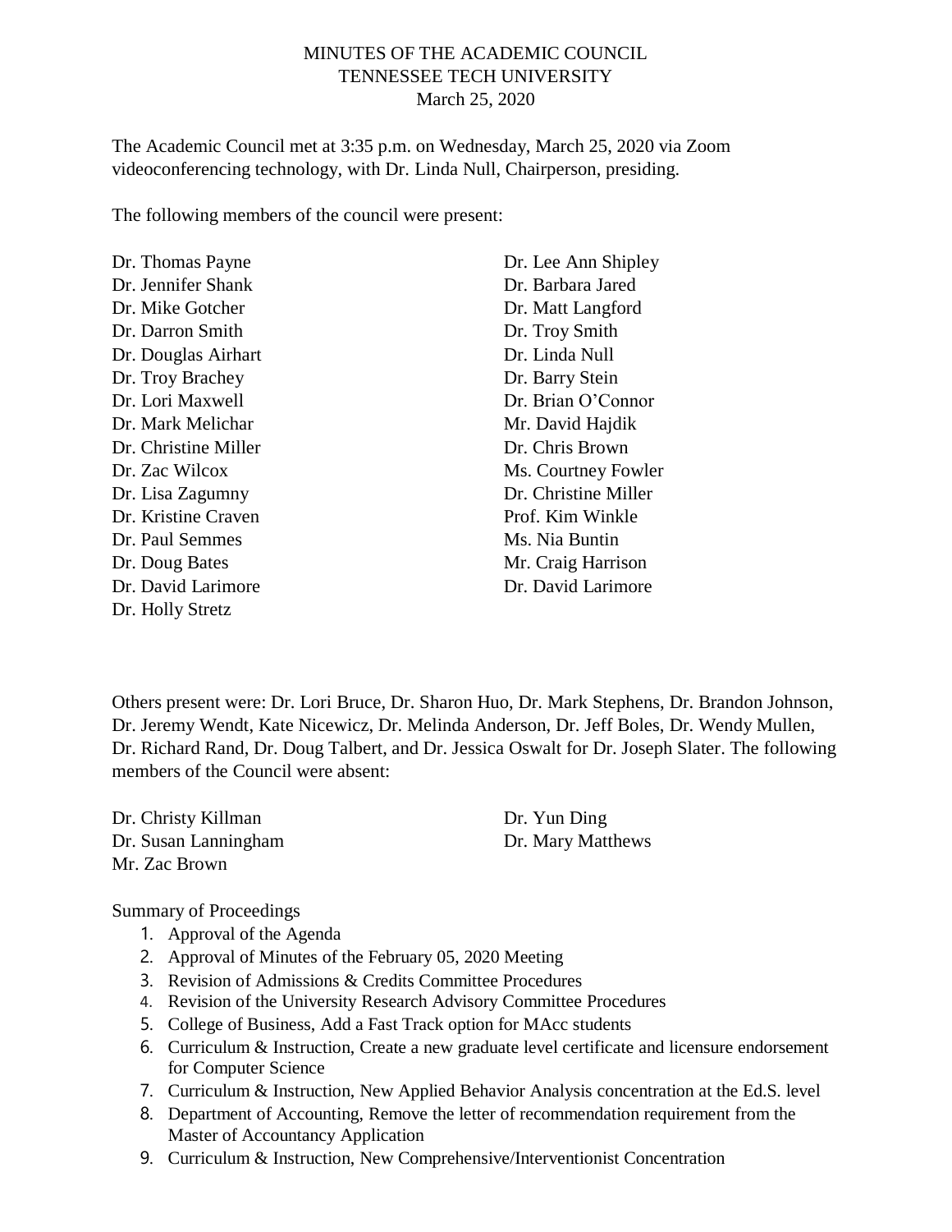# MINUTES OF THE ACADEMIC COUNCIL
## TENNESSEE TECH UNIVERSITY
### March 25, 2020

The Academic Council met at 3:35 p.m. on Wednesday, March 25, 2020 via Zoom videoconferencing technology, with Dr. Linda Null, Chairperson, presiding.

The following members of the council were present:

| | |
|---|---|
| Dr. Thomas Payne | Dr. Lee Ann Shipley |
| Dr. Jennifer Shank | Dr. Barbara Jared |
| Dr. Mike Gotcher | Dr. Matt Langford |
| Dr. Darron Smith | Dr. Troy Smith |
| Dr. Douglas Airhart | Dr. Linda Null |
| Dr. Troy Brachey | Dr. Barry Stein |
| Dr. Lori Maxwell | Dr. Brian O'Connor |
| Dr. Mark Melichar | Mr. David Hajdik |
| Dr. Christine Miller | Dr. Chris Brown |
| Dr. Zac Wilcox | Ms. Courtney Fowler |
| Dr. Lisa Zagumny | Dr. Christine Miller |
| Dr. Kristine Craven | Prof. Kim Winkle |
| Dr. Paul Semmes | Ms. Nia Buntin |
| Dr. Doug Bates | Mr. Craig Harrison |
| Dr. David Larimore | Dr. David Larimore |
| Dr. Holly Stretz | |

Others present were: Dr. Lori Bruce, Dr. Sharon Huo, Dr. Mark Stephens, Dr. Brandon Johnson, Dr. Jeremy Wendt, Kate Nicewicz, Dr. Melinda Anderson, Dr. Jeff Boles, Dr. Wendy Mullen, Dr. Richard Rand, Dr. Doug Talbert, and Dr. Jessica Oswalt for Dr. Joseph Slater. The following members of the Council were absent:

| | |
|---|---|
| Dr. Christy Killman | Dr. Yun Ding |
| Dr. Susan Lanningham | Dr. Mary Matthews |
| Mr. Zac Brown | |

Summary of Proceedings

1. Approval of the Agenda
2. Approval of Minutes of the February 05, 2020 Meeting
3. Revision of Admissions & Credits Committee Procedures
4. Revision of the University Research Advisory Committee Procedures
5. College of Business, Add a Fast Track option for MAcc students
6. Curriculum & Instruction, Create a new graduate level certificate and licensure endorsement for Computer Science
7. Curriculum & Instruction, New Applied Behavior Analysis concentration at the Ed.S. level
8. Department of Accounting, Remove the letter of recommendation requirement from the Master of Accountancy Application
9. Curriculum & Instruction, New Comprehensive/Interventionist Concentration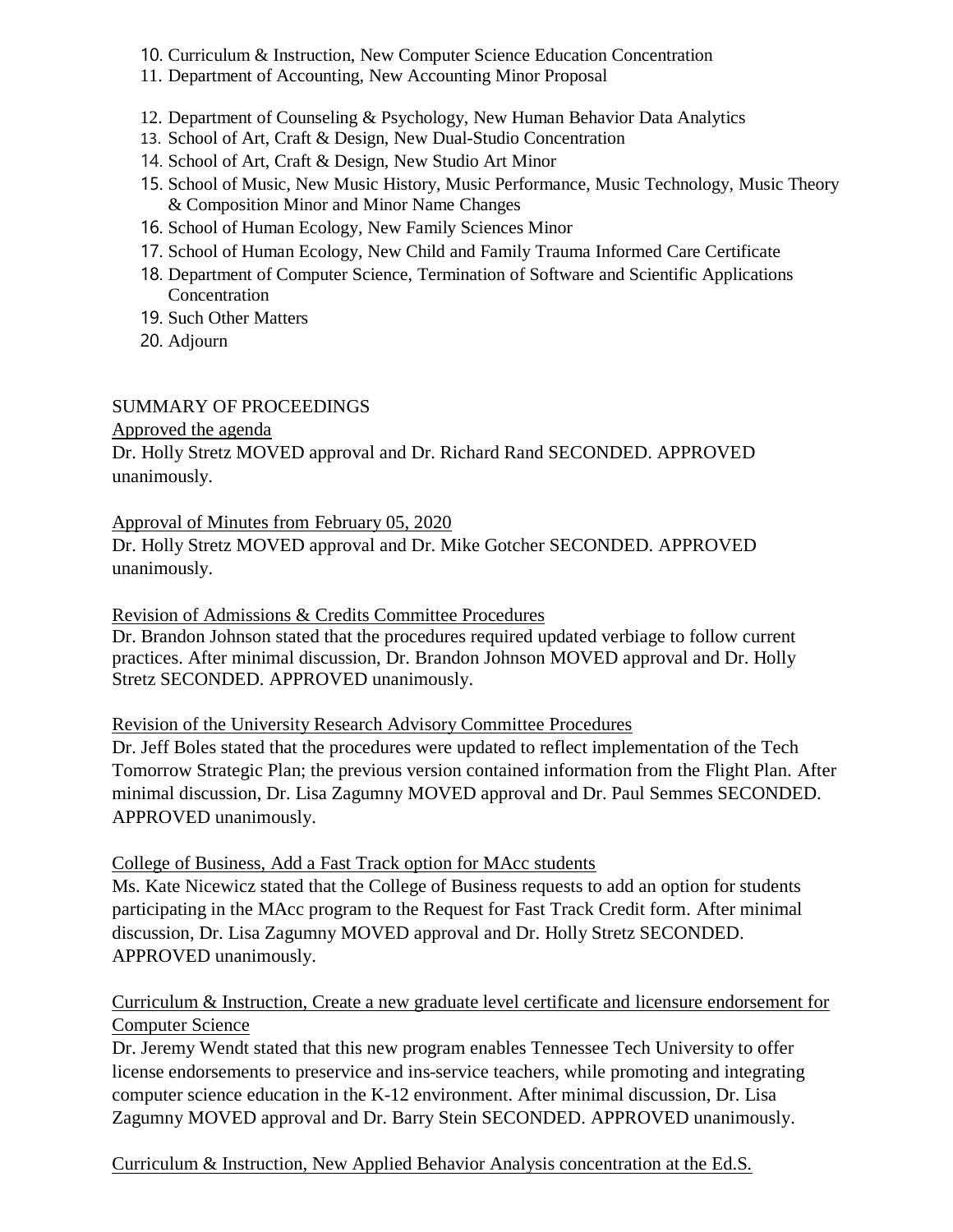10. Curriculum & Instruction, New Computer Science Education Concentration
11. Department of Accounting, New Accounting Minor Proposal
12. Department of Counseling & Psychology, New Human Behavior Data Analytics
13. School of Art, Craft & Design, New Dual-Studio Concentration
14. School of Art, Craft & Design, New Studio Art Minor
15. School of Music, New Music History, Music Performance, Music Technology, Music Theory & Composition Minor and Minor Name Changes
16. School of Human Ecology, New Family Sciences Minor
17. School of Human Ecology, New Child and Family Trauma Informed Care Certificate
18. Department of Computer Science, Termination of Software and Scientific Applications Concentration
19. Such Other Matters
20. Adjourn

SUMMARY OF PROCEEDINGS

Approved the agenda

Dr. Holly Stretz MOVED approval and Dr. Richard Rand SECONDED. APPROVED unanimously.

Approval of Minutes from February 05, 2020

Dr. Holly Stretz MOVED approval and Dr. Mike Gotcher SECONDED. APPROVED unanimously.

Revision of Admissions & Credits Committee Procedures

Dr. Brandon Johnson stated that the procedures required updated verbiage to follow current practices. After minimal discussion, Dr. Brandon Johnson MOVED approval and Dr. Holly Stretz SECONDED. APPROVED unanimously.

Revision of the University Research Advisory Committee Procedures

Dr. Jeff Boles stated that the procedures were updated to reflect implementation of the Tech Tomorrow Strategic Plan; the previous version contained information from the Flight Plan. After minimal discussion, Dr. Lisa Zagumny MOVED approval and Dr. Paul Semmes SECONDED. APPROVED unanimously.

College of Business, Add a Fast Track option for MAcc students

Ms. Kate Nicewicz stated that the College of Business requests to add an option for students participating in the MAcc program to the Request for Fast Track Credit form. After minimal discussion, Dr. Lisa Zagumny MOVED approval and Dr. Holly Stretz SECONDED. APPROVED unanimously.

Curriculum & Instruction, Create a new graduate level certificate and licensure endorsement for Computer Science

Dr. Jeremy Wendt stated that this new program enables Tennessee Tech University to offer license endorsements to preservice and ins-service teachers, while promoting and integrating computer science education in the K-12 environment. After minimal discussion, Dr. Lisa Zagumny MOVED approval and Dr. Barry Stein SECONDED. APPROVED unanimously.

Curriculum & Instruction, New Applied Behavior Analysis concentration at the Ed.S.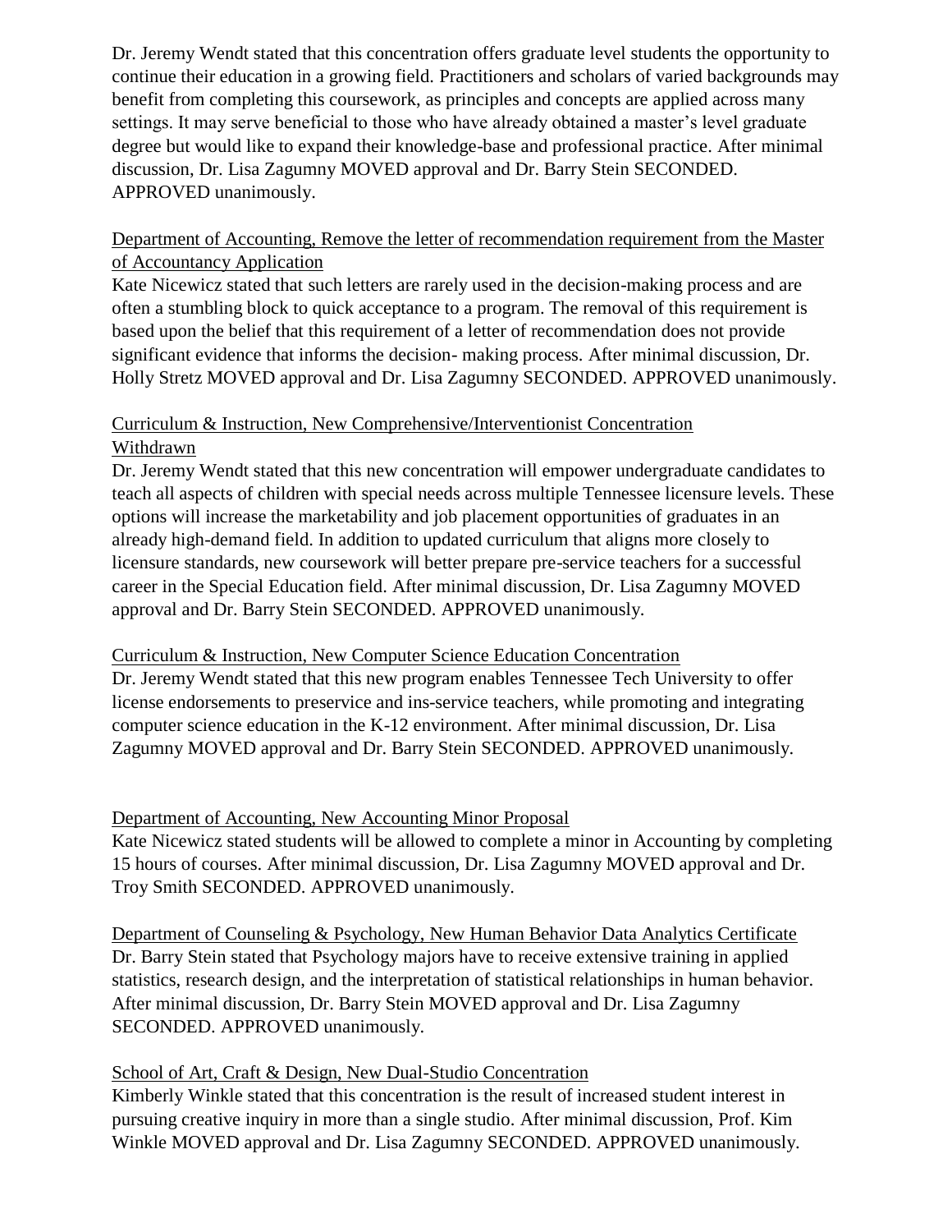Dr. Jeremy Wendt stated that this concentration offers graduate level students the opportunity to continue their education in a growing field. Practitioners and scholars of varied backgrounds may benefit from completing this coursework, as principles and concepts are applied across many settings. It may serve beneficial to those who have already obtained a master's level graduate degree but would like to expand their knowledge-base and professional practice. After minimal discussion, Dr. Lisa Zagumny MOVED approval and Dr. Barry Stein SECONDED. APPROVED unanimously.

Department of Accounting, Remove the letter of recommendation requirement from the Master of Accountancy Application

Kate Nicewicz stated that such letters are rarely used in the decision-making process and are often a stumbling block to quick acceptance to a program. The removal of this requirement is based upon the belief that this requirement of a letter of recommendation does not provide significant evidence that informs the decision- making process. After minimal discussion, Dr. Holly Stretz MOVED approval and Dr. Lisa Zagumny SECONDED. APPROVED unanimously.

Curriculum & Instruction, New Comprehensive/Interventionist Concentration
Withdrawn

Dr. Jeremy Wendt stated that this new concentration will empower undergraduate candidates to teach all aspects of children with special needs across multiple Tennessee licensure levels. These options will increase the marketability and job placement opportunities of graduates in an already high-demand field. In addition to updated curriculum that aligns more closely to licensure standards, new coursework will better prepare pre-service teachers for a successful career in the Special Education field. After minimal discussion, Dr. Lisa Zagumny MOVED approval and Dr. Barry Stein SECONDED. APPROVED unanimously.

Curriculum & Instruction, New Computer Science Education Concentration

Dr. Jeremy Wendt stated that this new program enables Tennessee Tech University to offer license endorsements to preservice and ins-service teachers, while promoting and integrating computer science education in the K-12 environment. After minimal discussion, Dr. Lisa Zagumny MOVED approval and Dr. Barry Stein SECONDED. APPROVED unanimously.

Department of Accounting, New Accounting Minor Proposal

Kate Nicewicz stated students will be allowed to complete a minor in Accounting by completing 15 hours of courses. After minimal discussion, Dr. Lisa Zagumny MOVED approval and Dr. Troy Smith SECONDED. APPROVED unanimously.

Department of Counseling & Psychology, New Human Behavior Data Analytics Certificate

Dr. Barry Stein stated that Psychology majors have to receive extensive training in applied statistics, research design, and the interpretation of statistical relationships in human behavior. After minimal discussion, Dr. Barry Stein MOVED approval and Dr. Lisa Zagumny SECONDED. APPROVED unanimously.

School of Art, Craft & Design, New Dual-Studio Concentration

Kimberly Winkle stated that this concentration is the result of increased student interest in pursuing creative inquiry in more than a single studio. After minimal discussion, Prof. Kim Winkle MOVED approval and Dr. Lisa Zagumny SECONDED. APPROVED unanimously.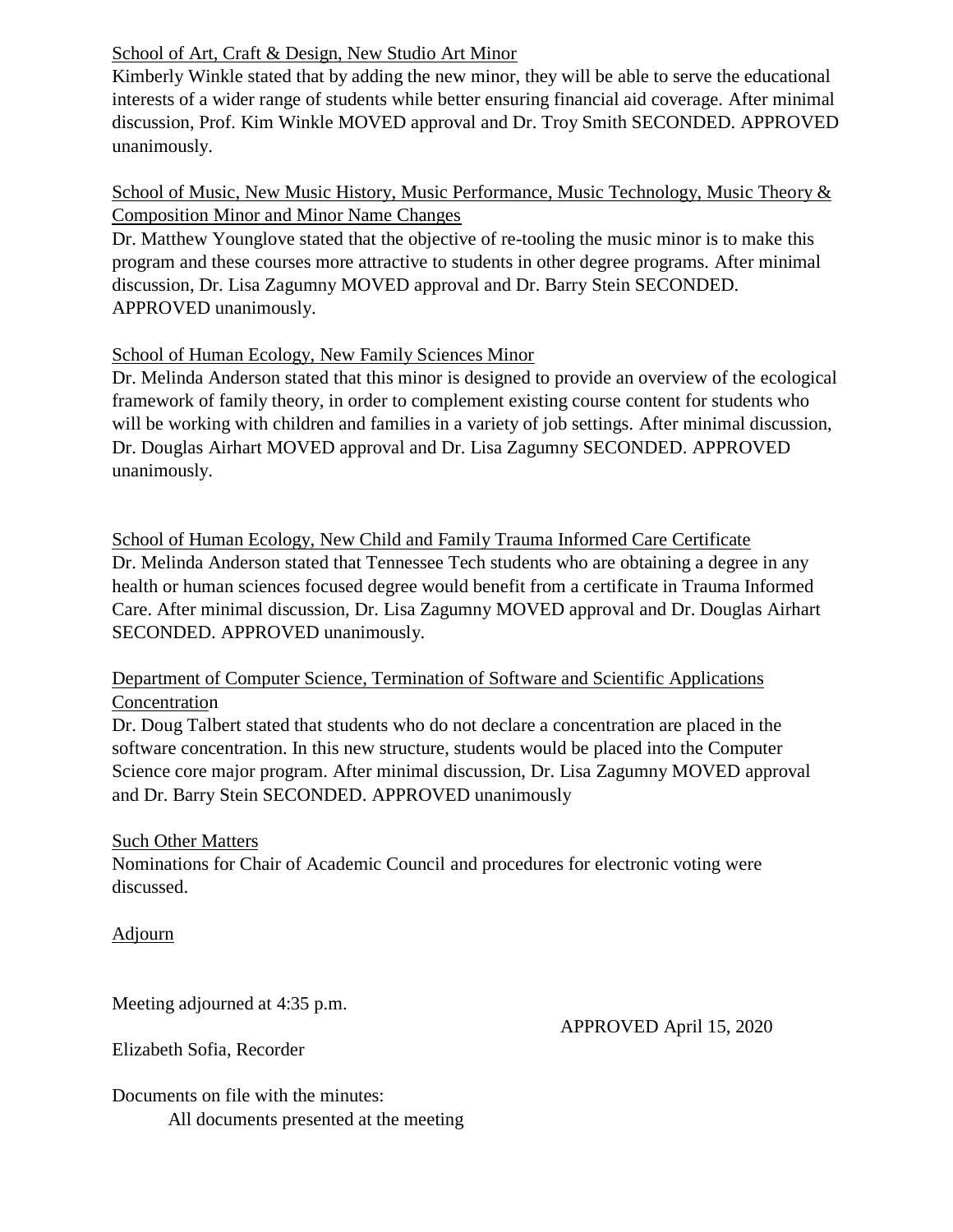<u>School of Art, Craft & Design, New Studio Art Minor</u>

Kimberly Winkle stated that by adding the new minor, they will be able to serve the educational interests of a wider range of students while better ensuring financial aid coverage. After minimal discussion, Prof. Kim Winkle MOVED approval and Dr. Troy Smith SECONDED. APPROVED unanimously.

<u>School of Music, New Music History, Music Performance, Music Technology, Music Theory & Composition Minor and Minor Name Changes</u>

Dr. Matthew Younglove stated that the objective of re-tooling the music minor is to make this program and these courses more attractive to students in other degree programs. After minimal discussion, Dr. Lisa Zagumny MOVED approval and Dr. Barry Stein SECONDED. APPROVED unanimously.

<u>School of Human Ecology, New Family Sciences Minor</u>

Dr. Melinda Anderson stated that this minor is designed to provide an overview of the ecological framework of family theory, in order to complement existing course content for students who will be working with children and families in a variety of job settings. After minimal discussion, Dr. Douglas Airhart MOVED approval and Dr. Lisa Zagumny SECONDED. APPROVED unanimously.

<u>School of Human Ecology, New Child and Family Trauma Informed Care Certificate</u>

Dr. Melinda Anderson stated that Tennessee Tech students who are obtaining a degree in any health or human sciences focused degree would benefit from a certificate in Trauma Informed Care. After minimal discussion, Dr. Lisa Zagumny MOVED approval and Dr. Douglas Airhart SECONDED. APPROVED unanimously.

<u>Department of Computer Science, Termination of Software and Scientific Applications Concentration</u>

Dr. Doug Talbert stated that students who do not declare a concentration are placed in the software concentration. In this new structure, students would be placed into the Computer Science core major program. After minimal discussion, Dr. Lisa Zagumny MOVED approval and Dr. Barry Stein SECONDED. APPROVED unanimously

<u>Such Other Matters</u>

Nominations for Chair of Academic Council and procedures for electronic voting were discussed.

<u>Adjourn</u>

Meeting adjourned at 4:35 p.m.

APPROVED April 15, 2020

Elizabeth Sofia, Recorder

Documents on file with the minutes:

All documents presented at the meeting